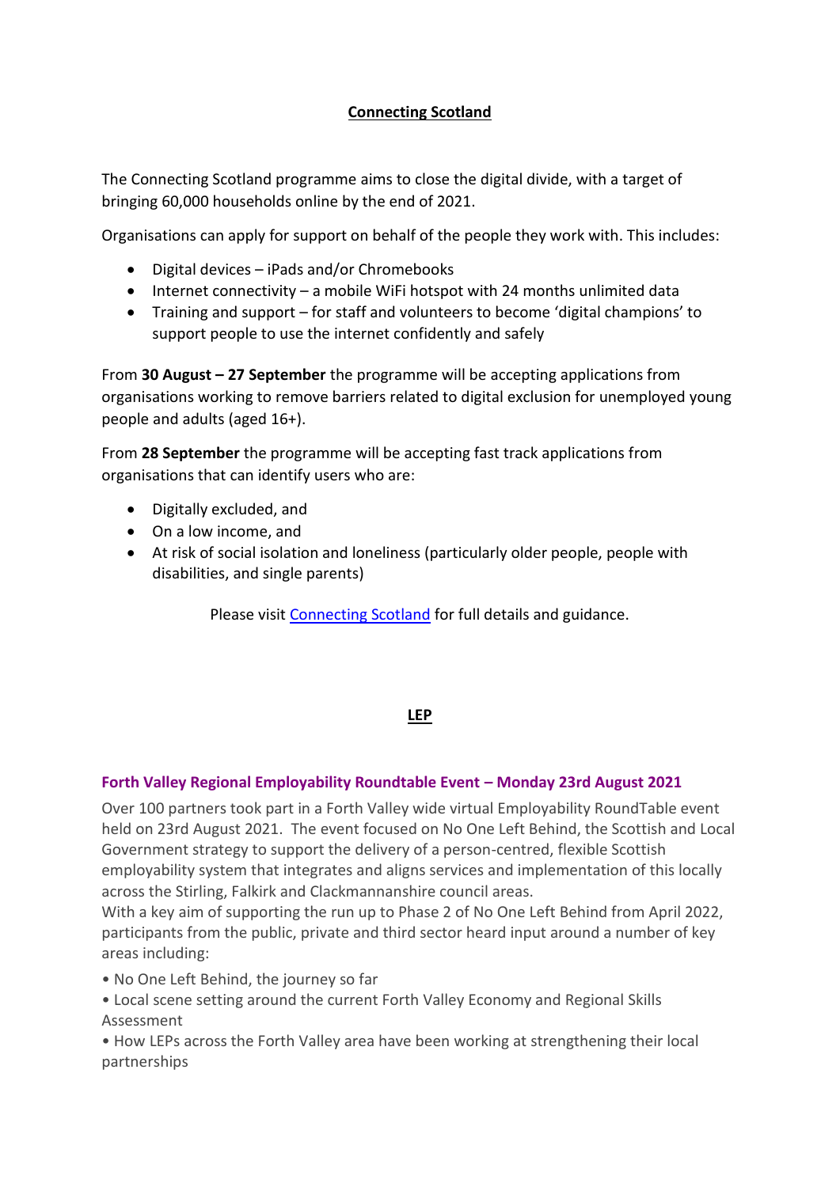## **Connecting Scotland**

The Connecting Scotland programme aims to close the digital divide, with a target of bringing 60,000 households online by the end of 2021.

Organisations can apply for support on behalf of the people they work with. This includes:

- Digital devices – iPads and/or Chromebooks
- Internet connectivity – a mobile WiFi hotspot with 24 months unlimited data
- Training and support – for staff and volunteers to become 'digital champions' to support people to use the internet confidently and safely

From **30 August – 27 September** the programme will be accepting applications from organisations working to remove barriers related to digital exclusion for unemployed young people and adults (aged 16+).

From **28 September** the programme will be accepting fast track applications from organisations that can identify users who are:

- Digitally excluded, and
- On a low income, and
- At risk of social isolation and loneliness (particularly older people, people with disabilities, and single parents)

Please visit [Connecting Scotland] for full details and guidance.

## **LEP**

### Forth Valley Regional Employability Roundtable Event – Monday 23rd August 2021

Over 100 partners took part in a Forth Valley wide virtual Employability RoundTable event held on 23rd August 2021. The event focused on No One Left Behind, the Scottish and Local Government strategy to support the delivery of a person-centred, flexible Scottish employability system that integrates and aligns services and implementation of this locally across the Stirling, Falkirk and Clackmannanshire council areas.
With a key aim of supporting the run up to Phase 2 of No One Left Behind from April 2022, participants from the public, private and third sector heard input around a number of key areas including:

- No One Left Behind, the journey so far
- Local scene setting around the current Forth Valley Economy and Regional Skills Assessment
- How LEPs across the Forth Valley area have been working at strengthening their local partnerships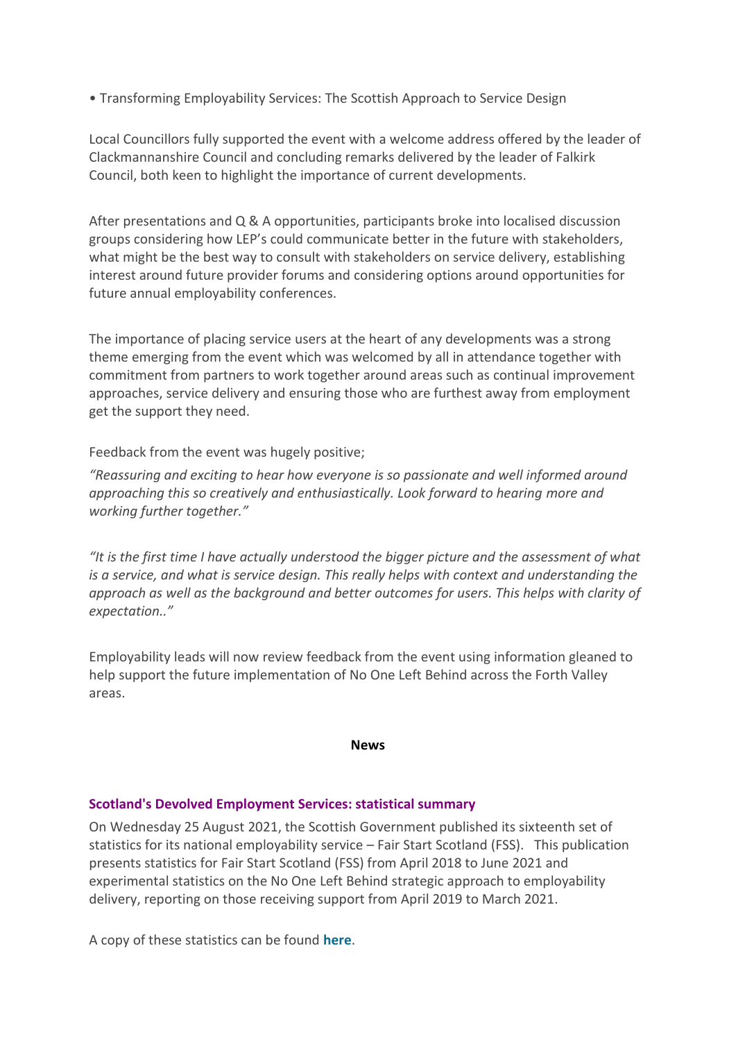- Transforming Employability Services: The Scottish Approach to Service Design

Local Councillors fully supported the event with a welcome address offered by the leader of Clackmannanshire Council and concluding remarks delivered by the leader of Falkirk Council, both keen to highlight the importance of current developments.

After presentations and Q & A opportunities, participants broke into localised discussion groups considering how LEP's could communicate better in the future with stakeholders, what might be the best way to consult with stakeholders on service delivery, establishing interest around future provider forums and considering options around opportunities for future annual employability conferences.

The importance of placing service users at the heart of any developments was a strong theme emerging from the event which was welcomed by all in attendance together with commitment from partners to work together around areas such as continual improvement approaches, service delivery and ensuring those who are furthest away from employment get the support they need.

Feedback from the event was hugely positive;

*"Reassuring and exciting to hear how everyone is so passionate and well informed around approaching this so creatively and enthusiastically. Look forward to hearing more and working further together."*

*"It is the first time I have actually understood the bigger picture and the assessment of what is a service, and what is service design. This really helps with context and understanding the approach as well as the background and better outcomes for users. This helps with clarity of expectation.."*

Employability leads will now review feedback from the event using information gleaned to help support the future implementation of No One Left Behind across the Forth Valley areas.

**News**

### Scotland's Devolved Employment Services: statistical summary

On Wednesday 25 August 2021, the Scottish Government published its sixteenth set of statistics for its national employability service – Fair Start Scotland (FSS). This publication presents statistics for Fair Start Scotland (FSS) from April 2018 to June 2021 and experimental statistics on the No One Left Behind strategic approach to employability delivery, reporting on those receiving support from April 2019 to March 2021.

A copy of these statistics can be found **here**.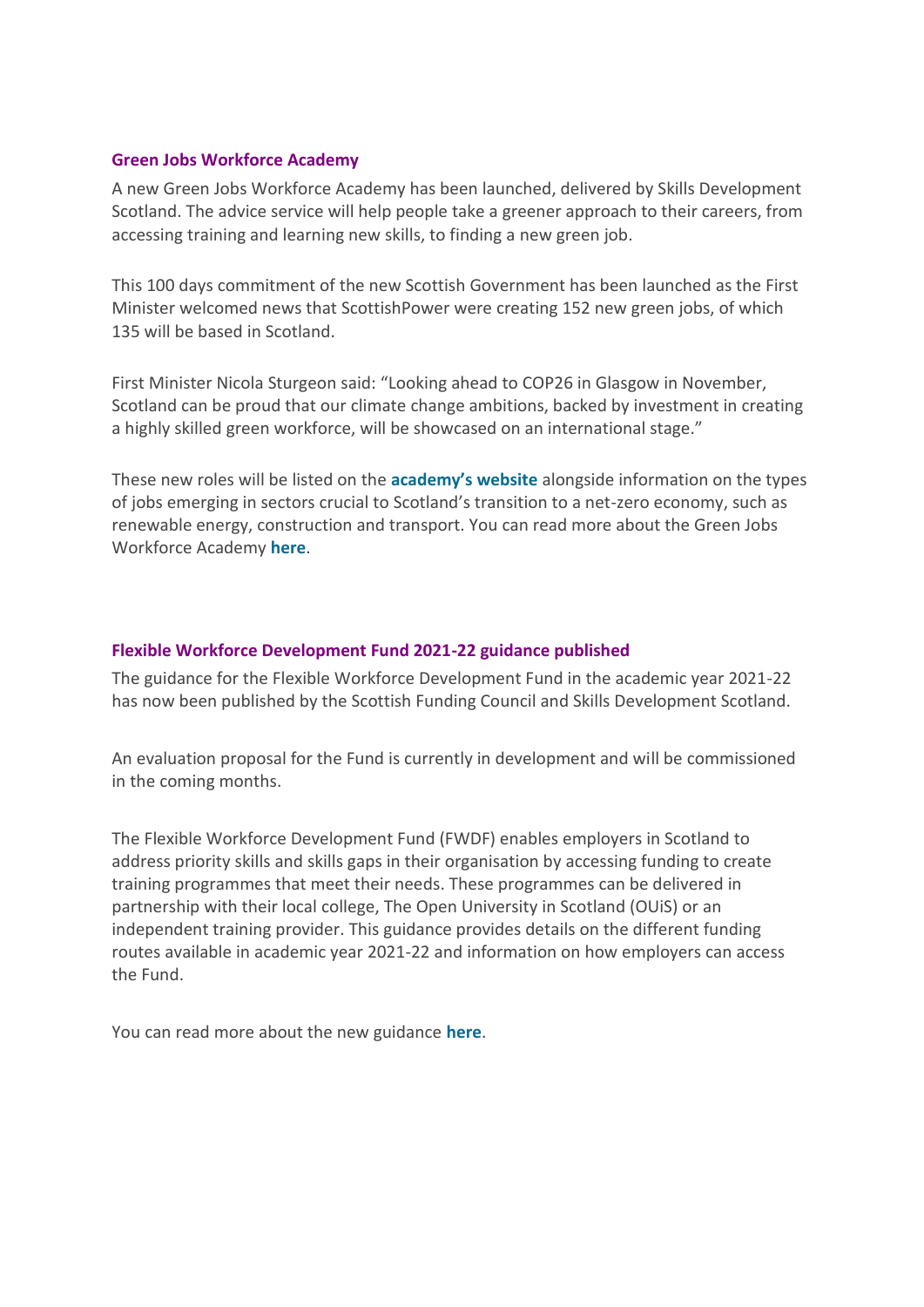### Green Jobs Workforce Academy

A new Green Jobs Workforce Academy has been launched, delivered by Skills Development Scotland. The advice service will help people take a greener approach to their careers, from accessing training and learning new skills, to finding a new green job.

This 100 days commitment of the new Scottish Government has been launched as the First Minister welcomed news that ScottishPower were creating 152 new green jobs, of which 135 will be based in Scotland.

First Minister Nicola Sturgeon said: "Looking ahead to COP26 in Glasgow in November, Scotland can be proud that our climate change ambitions, backed by investment in creating a highly skilled green workforce, will be showcased on an international stage."

These new roles will be listed on the **academy's website** alongside information on the types of jobs emerging in sectors crucial to Scotland's transition to a net-zero economy, such as renewable energy, construction and transport. You can read more about the Green Jobs Workforce Academy **here**.

### Flexible Workforce Development Fund 2021-22 guidance published

The guidance for the Flexible Workforce Development Fund in the academic year 2021-22 has now been published by the Scottish Funding Council and Skills Development Scotland.

An evaluation proposal for the Fund is currently in development and will be commissioned in the coming months.

The Flexible Workforce Development Fund (FWDF) enables employers in Scotland to address priority skills and skills gaps in their organisation by accessing funding to create training programmes that meet their needs. These programmes can be delivered in partnership with their local college, The Open University in Scotland (OUiS) or an independent training provider. This guidance provides details on the different funding routes available in academic year 2021-22 and information on how employers can access the Fund.

You can read more about the new guidance **here**.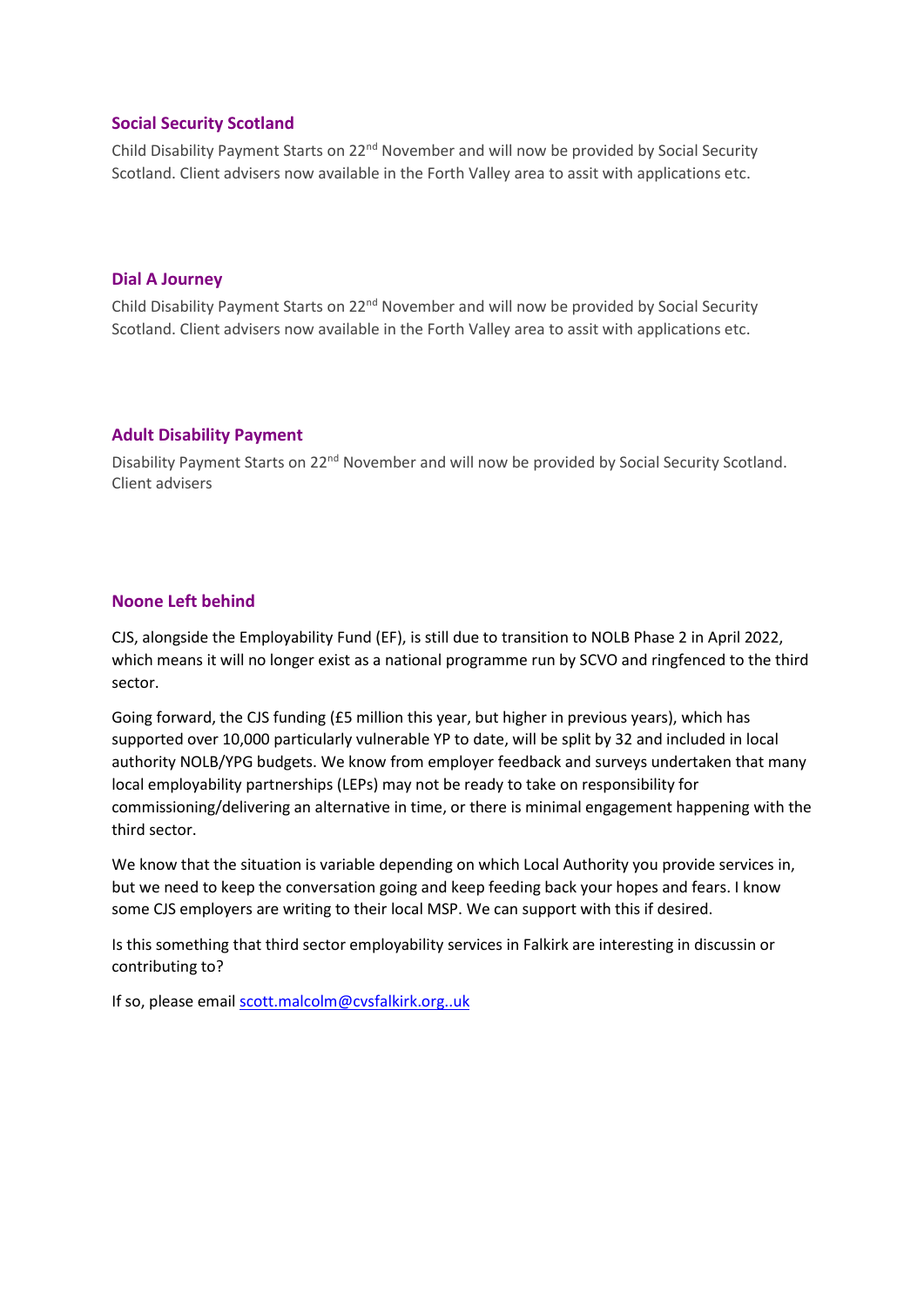### Social Security Scotland

Child Disability Payment Starts on 22nd November and will now be provided by Social Security Scotland. Client advisers now available in the Forth Valley area to assit with applications etc.

### Dial A Journey

Child Disability Payment Starts on 22nd November and will now be provided by Social Security Scotland. Client advisers now available in the Forth Valley area to assit with applications etc.

### Adult Disability Payment

Disability Payment Starts on 22nd November and will now be provided by Social Security Scotland. Client advisers

### Noone Left behind

CJS, alongside the Employability Fund (EF), is still due to transition to NOLB Phase 2 in April 2022, which means it will no longer exist as a national programme run by SCVO and ringfenced to the third sector.

Going forward, the CJS funding (£5 million this year, but higher in previous years), which has supported over 10,000 particularly vulnerable YP to date, will be split by 32 and included in local authority NOLB/YPG budgets. We know from employer feedback and surveys undertaken that many local employability partnerships (LEPs) may not be ready to take on responsibility for commissioning/delivering an alternative in time, or there is minimal engagement happening with the third sector.

We know that the situation is variable depending on which Local Authority you provide services in, but we need to keep the conversation going and keep feeding back your hopes and fears. I know some CJS employers are writing to their local MSP. We can support with this if desired.

Is this something that third sector employability services in Falkirk are interesting in discussin or contributing to?

If so, please email scott.malcolm@cvsfalkirk.org..uk